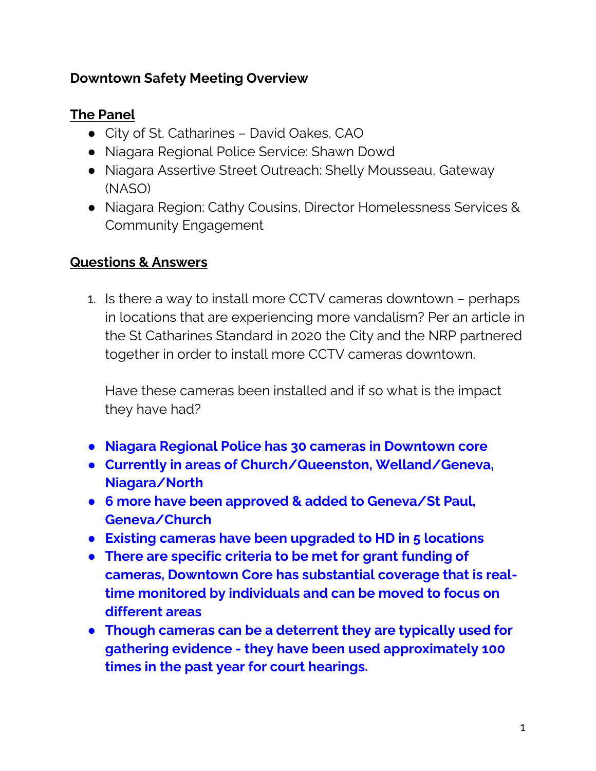# Downtown Safety Meeting Overview

## The Panel

- City of St. Catharines – David Oakes, CAO
- Niagara Regional Police Service: Shawn Dowd
- Niagara Assertive Street Outreach: Shelly Mousseau, Gateway (NASO)
- Niagara Region: Cathy Cousins, Director Homelessness Services & Community Engagement

## Questions & Answers

1. Is there a way to install more CCTV cameras downtown – perhaps in locations that are experiencing more vandalism? Per an article in the St Catharines Standard in 2020 the City and the NRP partnered together in order to install more CCTV cameras downtown.

   Have these cameras been installed and if so what is the impact they have had?

- **Niagara Regional Police has 30 cameras in Downtown core**
- **Currently in areas of Church/Queenston, Welland/Geneva, Niagara/North**
- **6 more have been approved & added to Geneva/St Paul, Geneva/Church**
- **Existing cameras have been upgraded to HD in 5 locations**
- **There are specific criteria to be met for grant funding of cameras, Downtown Core has substantial coverage that is real-time monitored by individuals and can be moved to focus on different areas**
- **Though cameras can be a deterrent they are typically used for gathering evidence - they have been used approximately 100 times in the past year for court hearings.**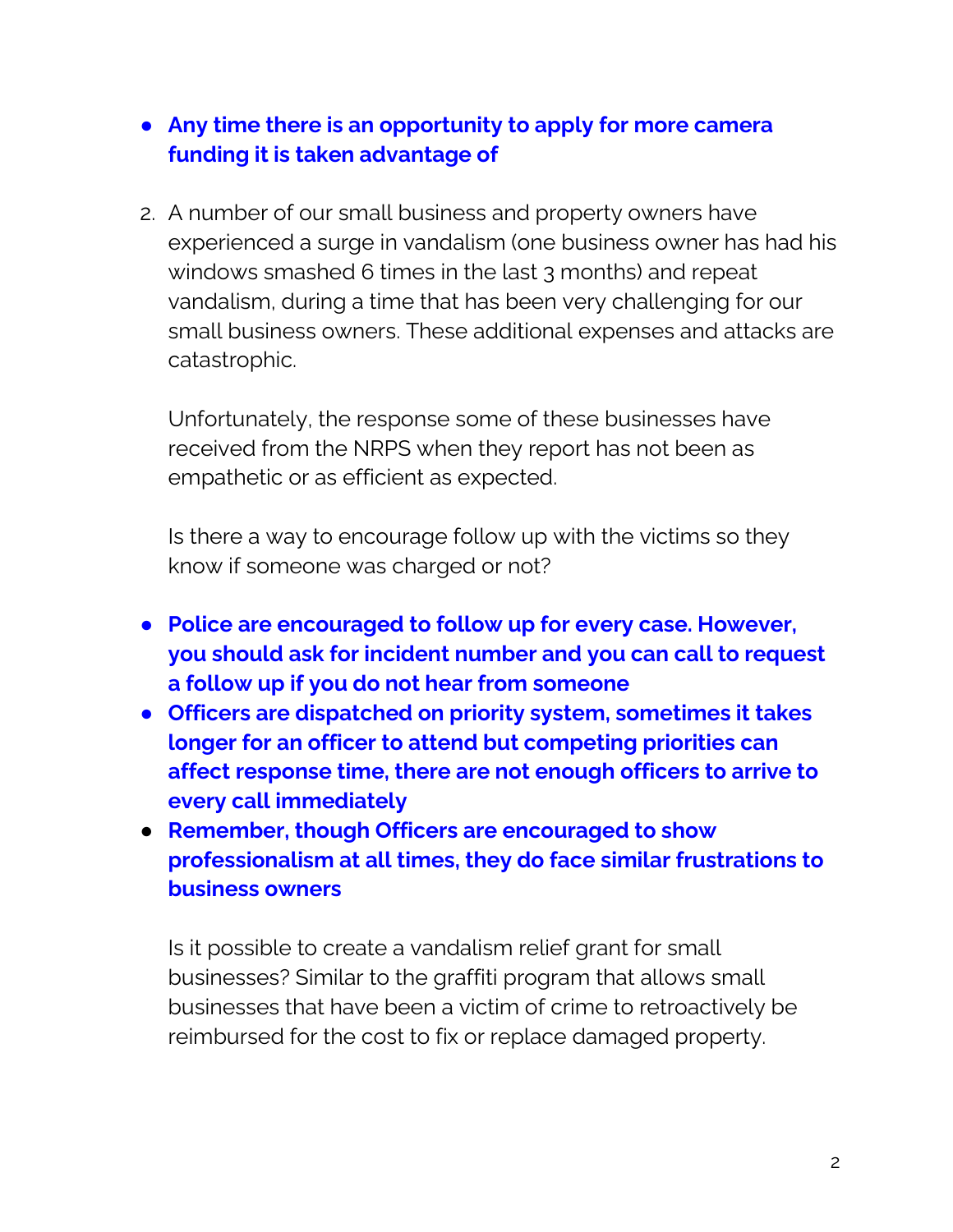- **Any time there is an opportunity to apply for more camera funding it is taken advantage of**

2. A number of our small business and property owners have experienced a surge in vandalism (one business owner has had his windows smashed 6 times in the last 3 months) and repeat vandalism, during a time that has been very challenging for our small business owners. These additional expenses and attacks are catastrophic.

   Unfortunately, the response some of these businesses have received from the NRPS when they report has not been as empathetic or as efficient as expected.

   Is there a way to encourage follow up with the victims so they know if someone was charged or not?

- **Police are encouraged to follow up for every case. However, you should ask for incident number and you can call to request a follow up if you do not hear from someone**
- **Officers are dispatched on priority system, sometimes it takes longer for an officer to attend but competing priorities can affect response time, there are not enough officers to arrive to every call immediately**
- **Remember, though Officers are encouraged to show professionalism at all times, they do face similar frustrations to business owners**

   Is it possible to create a vandalism relief grant for small businesses? Similar to the graffiti program that allows small businesses that have been a victim of crime to retroactively be reimbursed for the cost to fix or replace damaged property.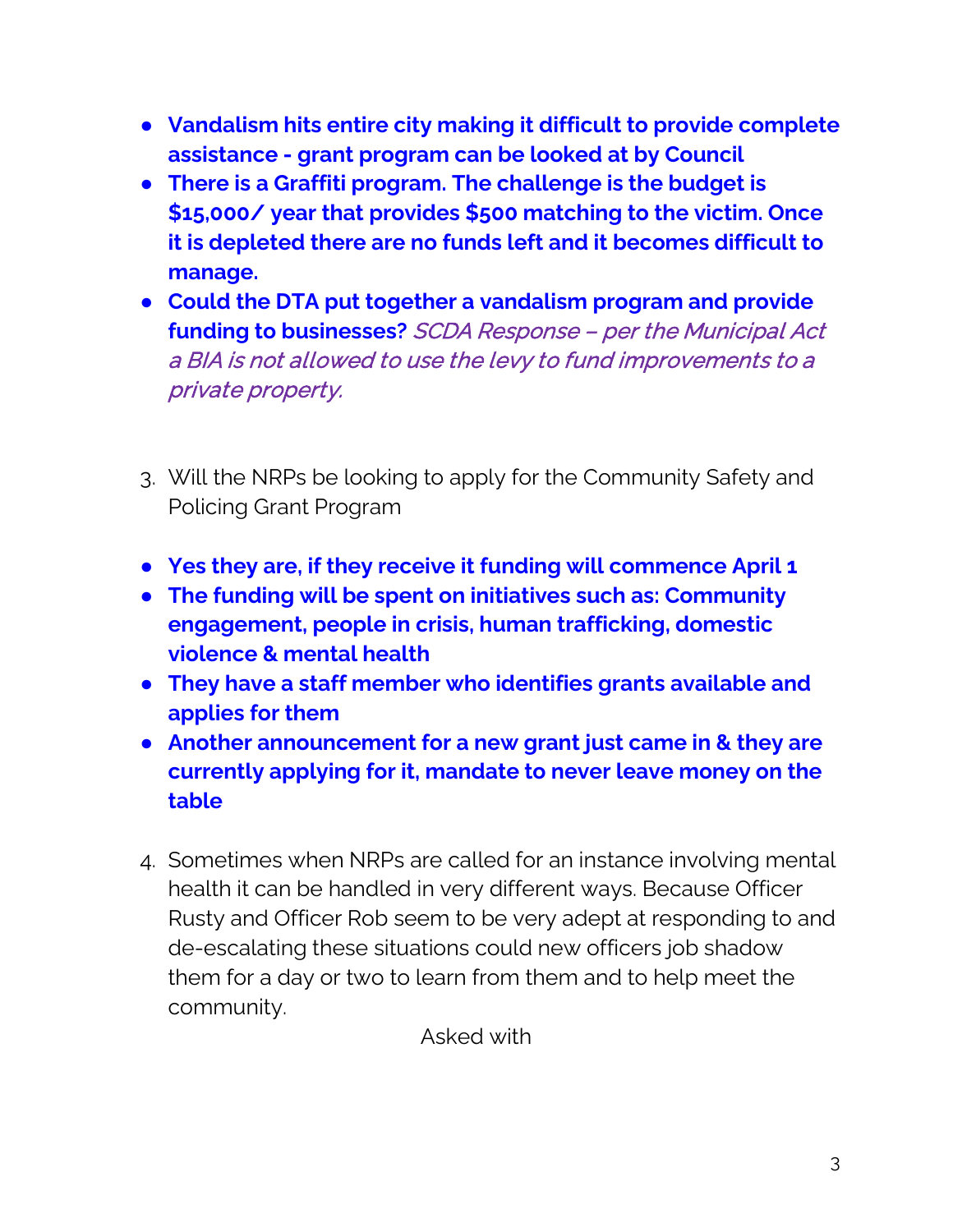- **Vandalism hits entire city making it difficult to provide complete assistance - grant program can be looked at by Council**
- **There is a Graffiti program. The challenge is the budget is $15,000/ year that provides $500 matching to the victim. Once it is depleted there are no funds left and it becomes difficult to manage.**
- **Could the DTA put together a vandalism program and provide funding to businesses?** *SCDA Response – per the Municipal Act a BIA is not allowed to use the levy to fund improvements to a private property.*

3. Will the NRPs be looking to apply for the Community Safety and Policing Grant Program

- **Yes they are, if they receive it funding will commence April 1**
- **The funding will be spent on initiatives such as: Community engagement, people in crisis, human trafficking, domestic violence & mental health**
- **They have a staff member who identifies grants available and applies for them**
- **Another announcement for a new grant just came in & they are currently applying for it, mandate to never leave money on the table**

4. Sometimes when NRPs are called for an instance involving mental health it can be handled in very different ways. Because Officer Rusty and Officer Rob seem to be very adept at responding to and de-escalating these situations could new officers job shadow them for a day or two to learn from them and to help meet the community.

Asked with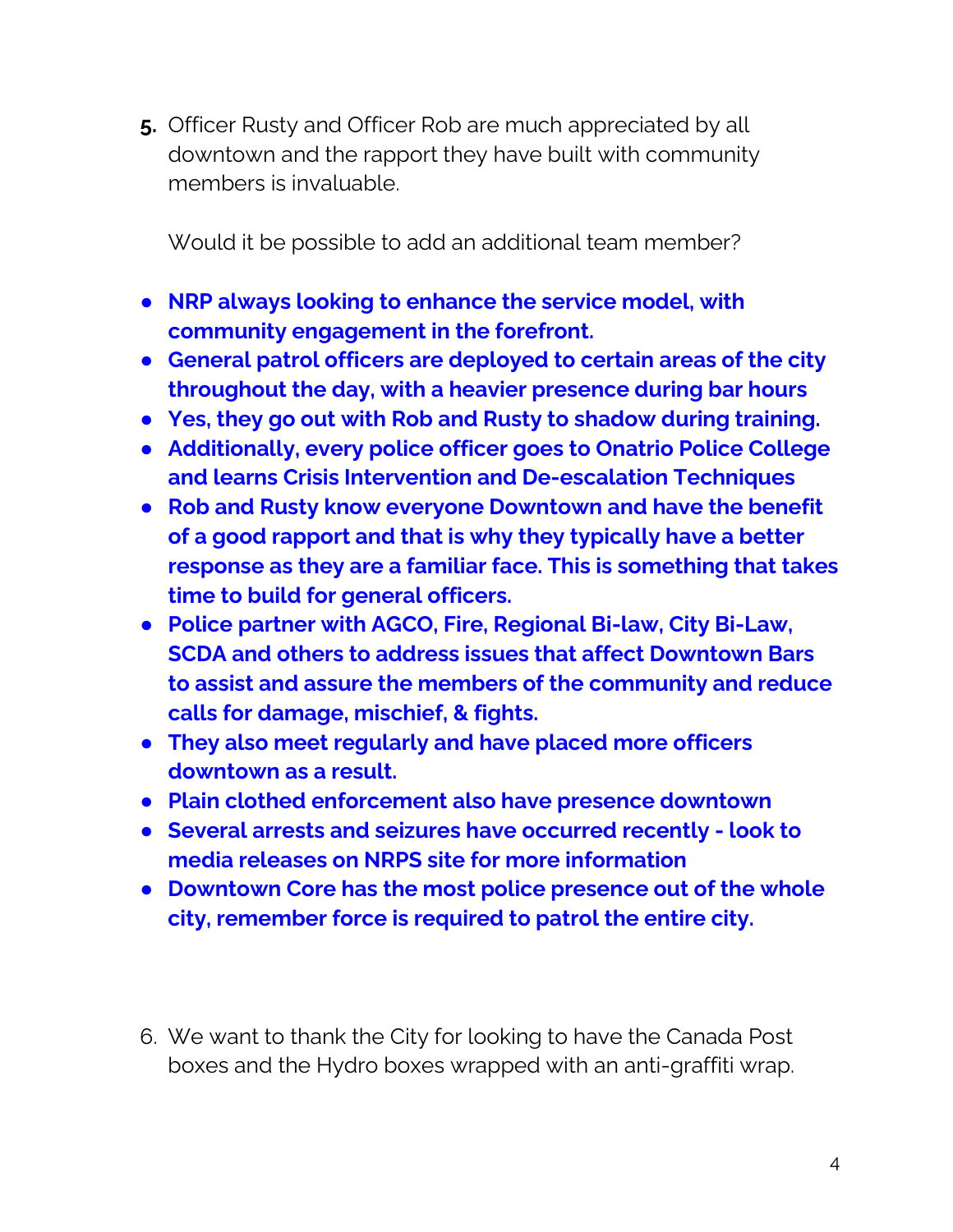5. Officer Rusty and Officer Rob are much appreciated by all downtown and the rapport they have built with community members is invaluable.

   Would it be possible to add an additional team member?

- **NRP always looking to enhance the service model, with community engagement in the forefront.**
- **General patrol officers are deployed to certain areas of the city throughout the day, with a heavier presence during bar hours**
- **Yes, they go out with Rob and Rusty to shadow during training.**
- **Additionally, every police officer goes to Onatrio Police College and learns Crisis Intervention and De-escalation Techniques**
- **Rob and Rusty know everyone Downtown and have the benefit of a good rapport and that is why they typically have a better response as they are a familiar face. This is something that takes time to build for general officers.**
- **Police partner with AGCO, Fire, Regional Bi-law, City Bi-Law, SCDA and others to address issues that affect Downtown Bars to assist and assure the members of the community and reduce calls for damage, mischief, & fights.**
- **They also meet regularly and have placed more officers downtown as a result.**
- **Plain clothed enforcement also have presence downtown**
- **Several arrests and seizures have occurred recently - look to media releases on NRPS site for more information**
- **Downtown Core has the most police presence out of the whole city, remember force is required to patrol the entire city.**

6. We want to thank the City for looking to have the Canada Post boxes and the Hydro boxes wrapped with an anti-graffiti wrap.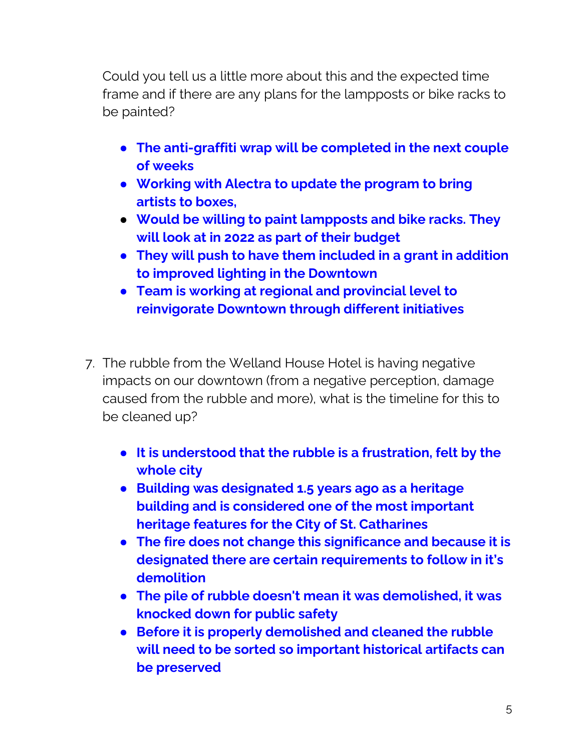Could you tell us a little more about this and the expected time frame and if there are any plans for the lampposts or bike racks to be painted?

- **The anti-graffiti wrap will be completed in the next couple of weeks**
- **Working with Alectra to update the program to bring artists to boxes,**
- **Would be willing to paint lampposts and bike racks. They will look at in 2022 as part of their budget**
- **They will push to have them included in a grant in addition to improved lighting in the Downtown**
- **Team is working at regional and provincial level to reinvigorate Downtown through different initiatives**

7. The rubble from the Welland House Hotel is having negative impacts on our downtown (from a negative perception, damage caused from the rubble and more), what is the timeline for this to be cleaned up?

    - **It is understood that the rubble is a frustration, felt by the whole city**
    - **Building was designated 1.5 years ago as a heritage building and is considered one of the most important heritage features for the City of St. Catharines**
    - **The fire does not change this significance and because it is designated there are certain requirements to follow in it's demolition**
    - **The pile of rubble doesn't mean it was demolished, it was knocked down for public safety**
    - **Before it is properly demolished and cleaned the rubble will need to be sorted so important historical artifacts can be preserved**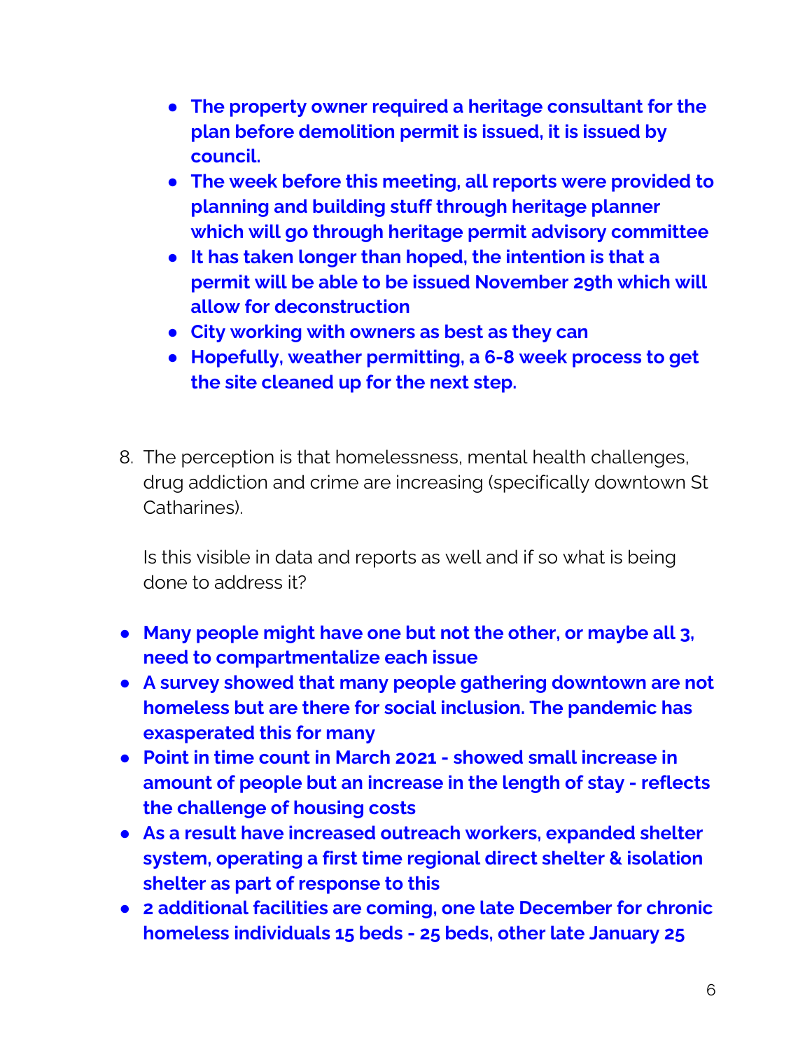- **The property owner required a heritage consultant for the plan before demolition permit is issued, it is issued by council.**
- **The week before this meeting, all reports were provided to planning and building stuff through heritage planner which will go through heritage permit advisory committee**
- **It has taken longer than hoped, the intention is that a permit will be able to be issued November 29th which will allow for deconstruction**
- **City working with owners as best as they can**
- **Hopefully, weather permitting, a 6-8 week process to get the site cleaned up for the next step.**

8. The perception is that homelessness, mental health challenges, drug addiction and crime are increasing (specifically downtown St Catharines).

   Is this visible in data and reports as well and if so what is being done to address it?

- **Many people might have one but not the other, or maybe all 3, need to compartmentalize each issue**
- **A survey showed that many people gathering downtown are not homeless but are there for social inclusion. The pandemic has exasperated this for many**
- **Point in time count in March 2021 - showed small increase in amount of people but an increase in the length of stay - reflects the challenge of housing costs**
- **As a result have increased outreach workers, expanded shelter system, operating a first time regional direct shelter & isolation shelter as part of response to this**
- **2 additional facilities are coming, one late December for chronic homeless individuals 15 beds - 25 beds, other late January 25**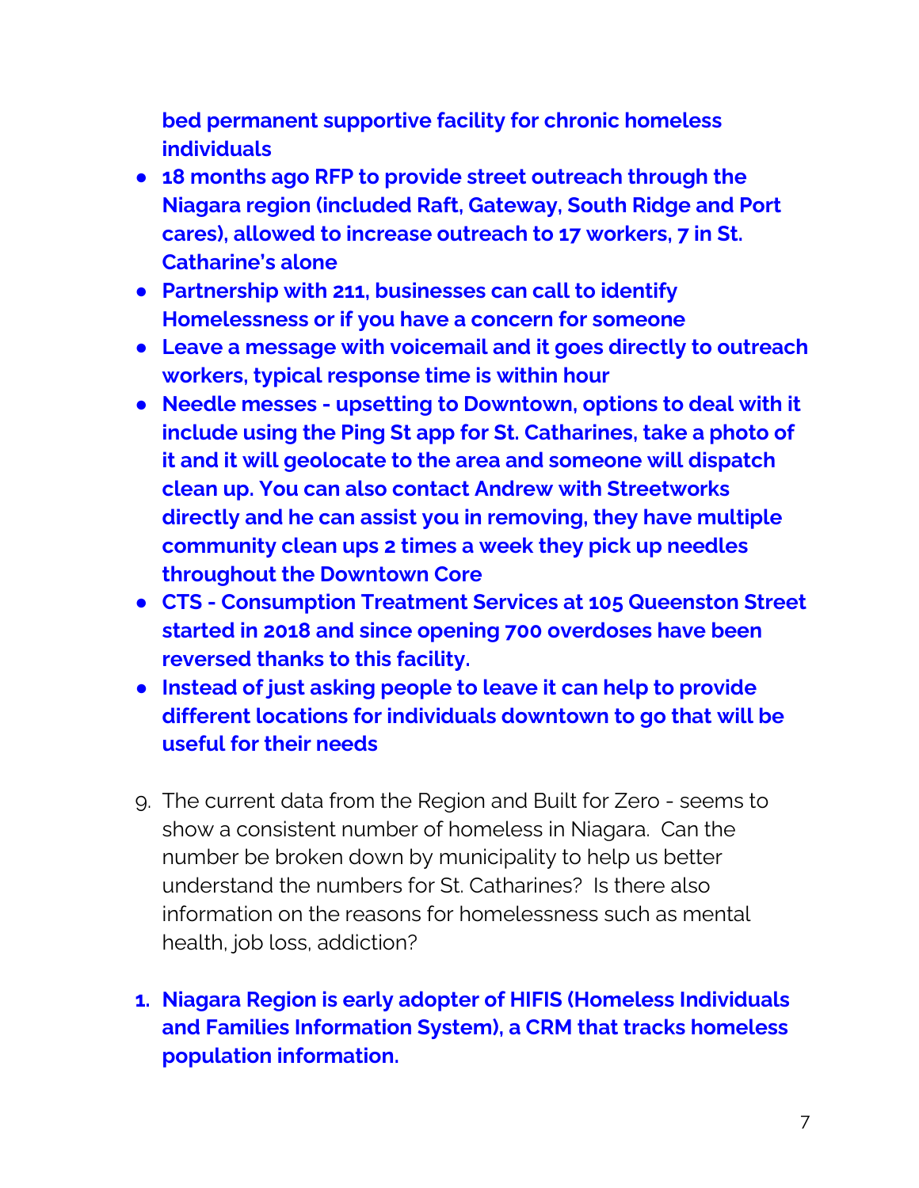**bed permanent supportive facility for chronic homeless individuals**

- **18 months ago RFP to provide street outreach through the Niagara region (included Raft, Gateway, South Ridge and Port cares), allowed to increase outreach to 17 workers, 7 in St. Catharine's alone**
- **Partnership with 211, businesses can call to identify Homelessness or if you have a concern for someone**
- **Leave a message with voicemail and it goes directly to outreach workers, typical response time is within hour**
- **Needle messes - upsetting to Downtown, options to deal with it include using the Ping St app for St. Catharines, take a photo of it and it will geolocate to the area and someone will dispatch clean up. You can also contact Andrew with Streetworks directly and he can assist you in removing, they have multiple community clean ups 2 times a week they pick up needles throughout the Downtown Core**
- **CTS - Consumption Treatment Services at 105 Queenston Street started in 2018 and since opening 700 overdoses have been reversed thanks to this facility.**
- **Instead of just asking people to leave it can help to provide different locations for individuals downtown to go that will be useful for their needs**

9. The current data from the Region and Built for Zero - seems to show a consistent number of homeless in Niagara. Can the number be broken down by municipality to help us better understand the numbers for St. Catharines? Is there also information on the reasons for homelessness such as mental health, job loss, addiction?

1. **Niagara Region is early adopter of HIFIS (Homeless Individuals and Families Information System), a CRM that tracks homeless population information.**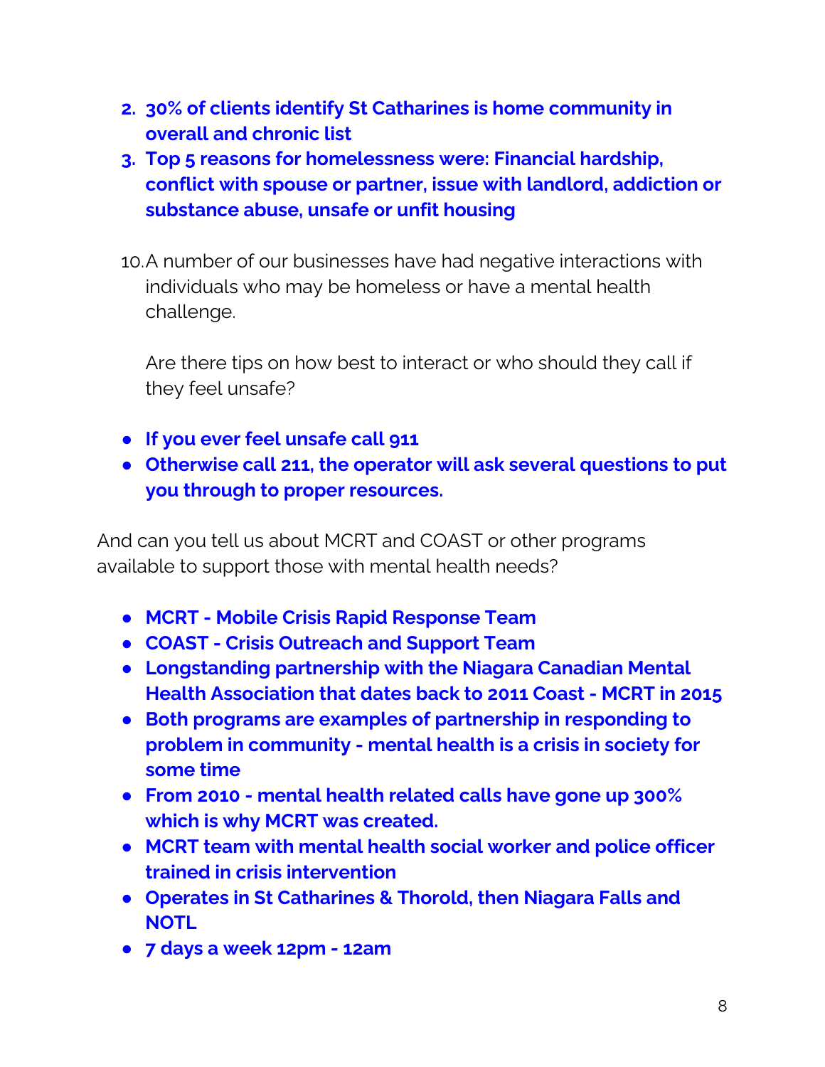2. **30% of clients identify St Catharines is home community in overall and chronic list**
3. **Top 5 reasons for homelessness were: Financial hardship, conflict with spouse or partner, issue with landlord, addiction or substance abuse, unsafe or unfit housing**

10. A number of our businesses have had negative interactions with individuals who may be homeless or have a mental health challenge.

    Are there tips on how best to interact or who should they call if they feel unsafe?

- **If you ever feel unsafe call 911**
- **Otherwise call 211, the operator will ask several questions to put you through to proper resources.**

And can you tell us about MCRT and COAST or other programs available to support those with mental health needs?

- **MCRT - Mobile Crisis Rapid Response Team**
- **COAST - Crisis Outreach and Support Team**
- **Longstanding partnership with the Niagara Canadian Mental Health Association that dates back to 2011 Coast - MCRT in 2015**
- **Both programs are examples of partnership in responding to problem in community - mental health is a crisis in society for some time**
- **From 2010 - mental health related calls have gone up 300% which is why MCRT was created.**
- **MCRT team with mental health social worker and police officer trained in crisis intervention**
- **Operates in St Catharines & Thorold, then Niagara Falls and NOTL**
- **7 days a week 12pm - 12am**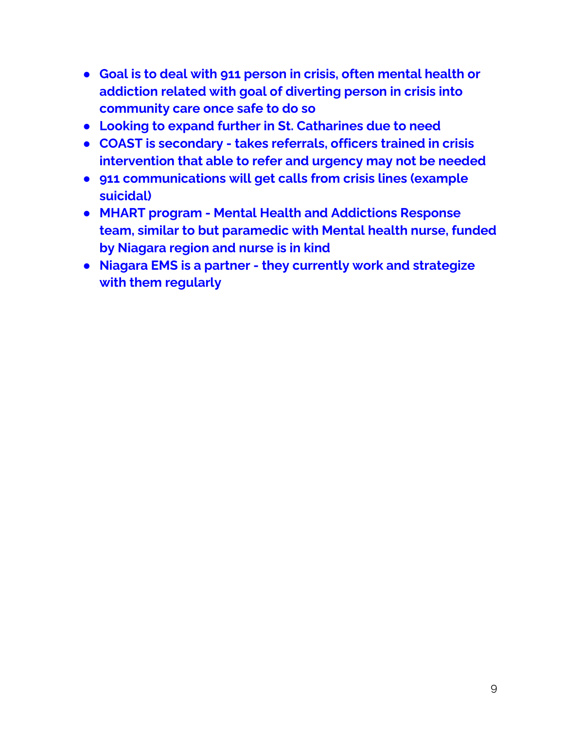- **Goal is to deal with 911 person in crisis, often mental health or addiction related with goal of diverting person in crisis into community care once safe to do so**
- **Looking to expand further in St. Catharines due to need**
- **COAST is secondary - takes referrals, officers trained in crisis intervention that able to refer and urgency may not be needed**
- **911 communications will get calls from crisis lines (example suicidal)**
- **MHART program - Mental Health and Addictions Response team, similar to but paramedic with Mental health nurse, funded by Niagara region and nurse is in kind**
- **Niagara EMS is a partner - they currently work and strategize with them regularly**